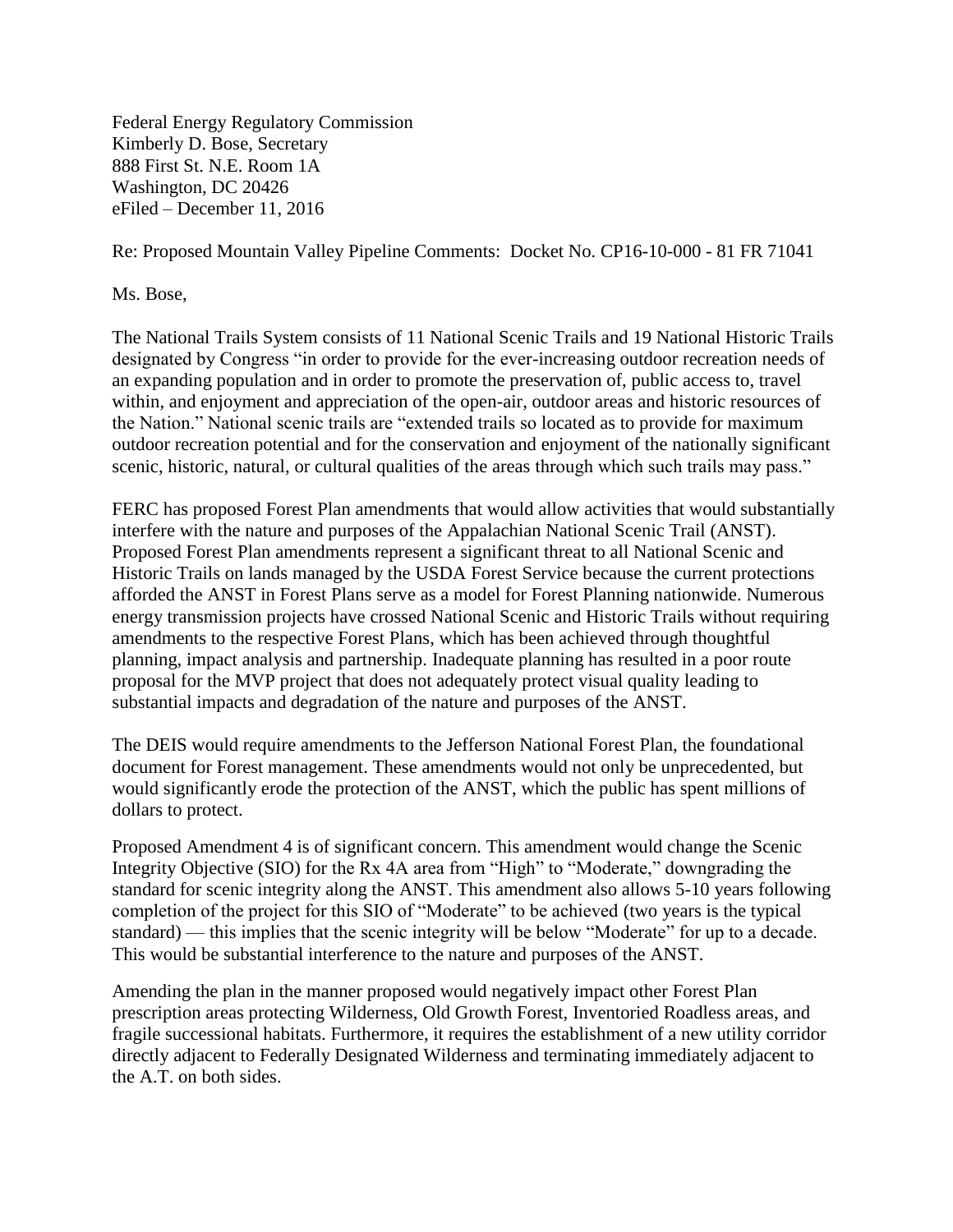Federal Energy Regulatory Commission
Kimberly D. Bose, Secretary
888 First St. N.E. Room 1A
Washington, DC 20426
eFiled – December 11, 2016

Re: Proposed Mountain Valley Pipeline Comments: Docket No. CP16-10-000 - 81 FR 71041

Ms. Bose,

The National Trails System consists of 11 National Scenic Trails and 19 National Historic Trails designated by Congress "in order to provide for the ever-increasing outdoor recreation needs of an expanding population and in order to promote the preservation of, public access to, travel within, and enjoyment and appreciation of the open-air, outdoor areas and historic resources of the Nation." National scenic trails are "extended trails so located as to provide for maximum outdoor recreation potential and for the conservation and enjoyment of the nationally significant scenic, historic, natural, or cultural qualities of the areas through which such trails may pass."

FERC has proposed Forest Plan amendments that would allow activities that would substantially interfere with the nature and purposes of the Appalachian National Scenic Trail (ANST). Proposed Forest Plan amendments represent a significant threat to all National Scenic and Historic Trails on lands managed by the USDA Forest Service because the current protections afforded the ANST in Forest Plans serve as a model for Forest Planning nationwide. Numerous energy transmission projects have crossed National Scenic and Historic Trails without requiring amendments to the respective Forest Plans, which has been achieved through thoughtful planning, impact analysis and partnership. Inadequate planning has resulted in a poor route proposal for the MVP project that does not adequately protect visual quality leading to substantial impacts and degradation of the nature and purposes of the ANST.

The DEIS would require amendments to the Jefferson National Forest Plan, the foundational document for Forest management. These amendments would not only be unprecedented, but would significantly erode the protection of the ANST, which the public has spent millions of dollars to protect.

Proposed Amendment 4 is of significant concern. This amendment would change the Scenic Integrity Objective (SIO) for the Rx 4A area from "High" to "Moderate," downgrading the standard for scenic integrity along the ANST. This amendment also allows 5-10 years following completion of the project for this SIO of "Moderate" to be achieved (two years is the typical standard) — this implies that the scenic integrity will be below "Moderate" for up to a decade. This would be substantial interference to the nature and purposes of the ANST.

Amending the plan in the manner proposed would negatively impact other Forest Plan prescription areas protecting Wilderness, Old Growth Forest, Inventoried Roadless areas, and fragile successional habitats. Furthermore, it requires the establishment of a new utility corridor directly adjacent to Federally Designated Wilderness and terminating immediately adjacent to the A.T. on both sides.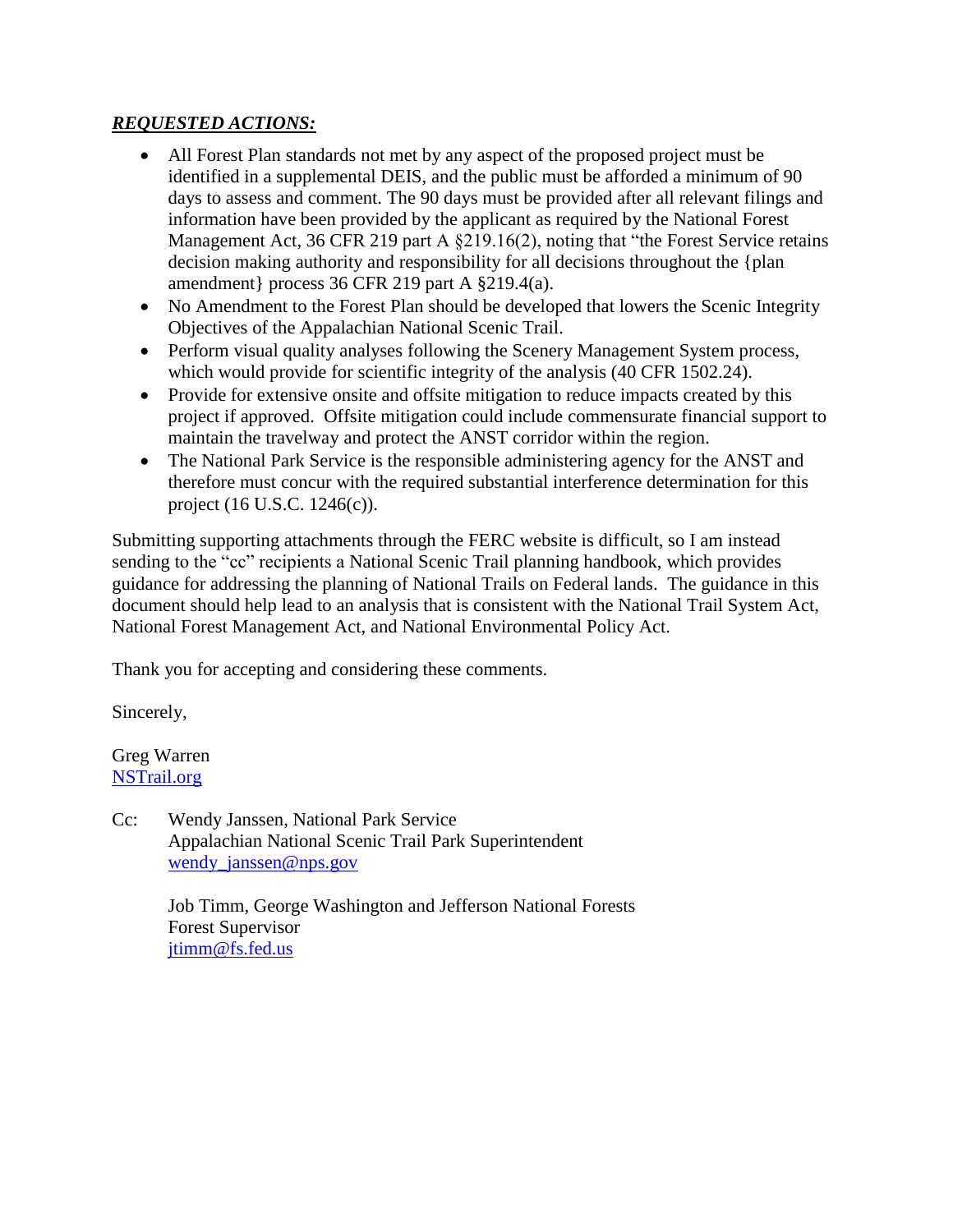***REQUESTED ACTIONS:***

- All Forest Plan standards not met by any aspect of the proposed project must be identified in a supplemental DEIS, and the public must be afforded a minimum of 90 days to assess and comment. The 90 days must be provided after all relevant filings and information have been provided by the applicant as required by the National Forest Management Act, 36 CFR 219 part A §219.16(2), noting that "the Forest Service retains decision making authority and responsibility for all decisions throughout the {plan amendment} process 36 CFR 219 part A §219.4(a).
- No Amendment to the Forest Plan should be developed that lowers the Scenic Integrity Objectives of the Appalachian National Scenic Trail.
- Perform visual quality analyses following the Scenery Management System process, which would provide for scientific integrity of the analysis (40 CFR 1502.24).
- Provide for extensive onsite and offsite mitigation to reduce impacts created by this project if approved. Offsite mitigation could include commensurate financial support to maintain the travelway and protect the ANST corridor within the region.
- The National Park Service is the responsible administering agency for the ANST and therefore must concur with the required substantial interference determination for this project (16 U.S.C. 1246(c)).

Submitting supporting attachments through the FERC website is difficult, so I am instead sending to the "cc" recipients a National Scenic Trail planning handbook, which provides guidance for addressing the planning of National Trails on Federal lands. The guidance in this document should help lead to an analysis that is consistent with the National Trail System Act, National Forest Management Act, and National Environmental Policy Act.

Thank you for accepting and considering these comments.

Sincerely,

Greg Warren
NSTrail.org

Cc: Wendy Janssen, National Park Service
Appalachian National Scenic Trail Park Superintendent
wendy_janssen@nps.gov

Job Timm, George Washington and Jefferson National Forests
Forest Supervisor
jtimm@fs.fed.us